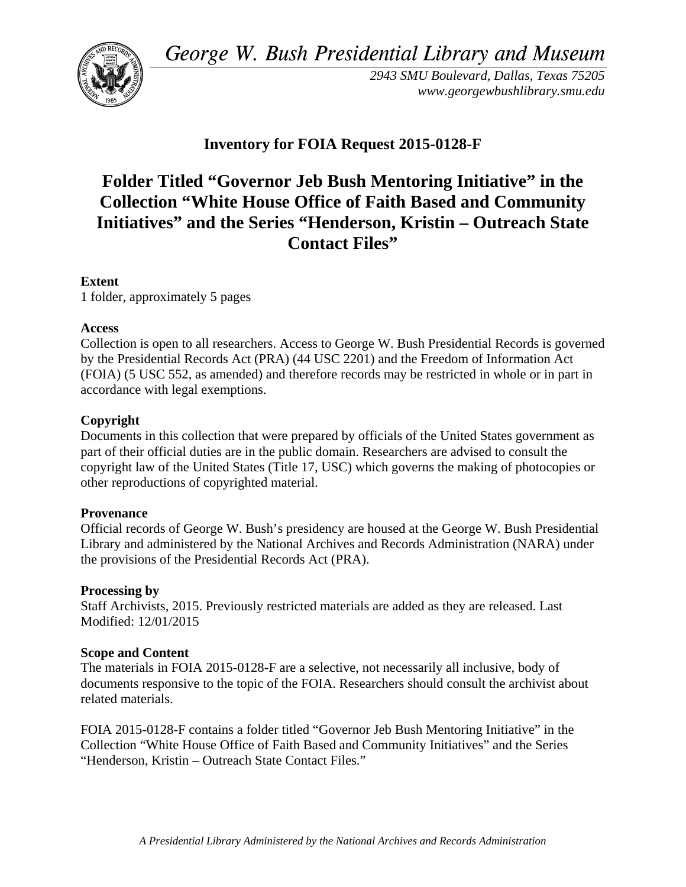*George W. Bush Presidential Library and Museum*

*2943 SMU Boulevard, Dallas, Texas 75205*
*www.georgewbushlibrary.smu.edu*

## Inventory for FOIA Request 2015-0128-F

# Folder Titled "Governor Jeb Bush Mentoring Initiative" in the Collection "White House Office of Faith Based and Community Initiatives" and the Series "Henderson, Kristin – Outreach State Contact Files"

**Extent**
1 folder, approximately 5 pages

**Access**
Collection is open to all researchers. Access to George W. Bush Presidential Records is governed by the Presidential Records Act (PRA) (44 USC 2201) and the Freedom of Information Act (FOIA) (5 USC 552, as amended) and therefore records may be restricted in whole or in part in accordance with legal exemptions.

**Copyright**
Documents in this collection that were prepared by officials of the United States government as part of their official duties are in the public domain. Researchers are advised to consult the copyright law of the United States (Title 17, USC) which governs the making of photocopies or other reproductions of copyrighted material.

**Provenance**
Official records of George W. Bush's presidency are housed at the George W. Bush Presidential Library and administered by the National Archives and Records Administration (NARA) under the provisions of the Presidential Records Act (PRA).

**Processing by**
Staff Archivists, 2015. Previously restricted materials are added as they are released. Last Modified: 12/01/2015

**Scope and Content**
The materials in FOIA 2015-0128-F are a selective, not necessarily all inclusive, body of documents responsive to the topic of the FOIA. Researchers should consult the archivist about related materials.

FOIA 2015-0128-F contains a folder titled "Governor Jeb Bush Mentoring Initiative" in the Collection "White House Office of Faith Based and Community Initiatives" and the Series "Henderson, Kristin – Outreach State Contact Files."

*A Presidential Library Administered by the National Archives and Records Administration*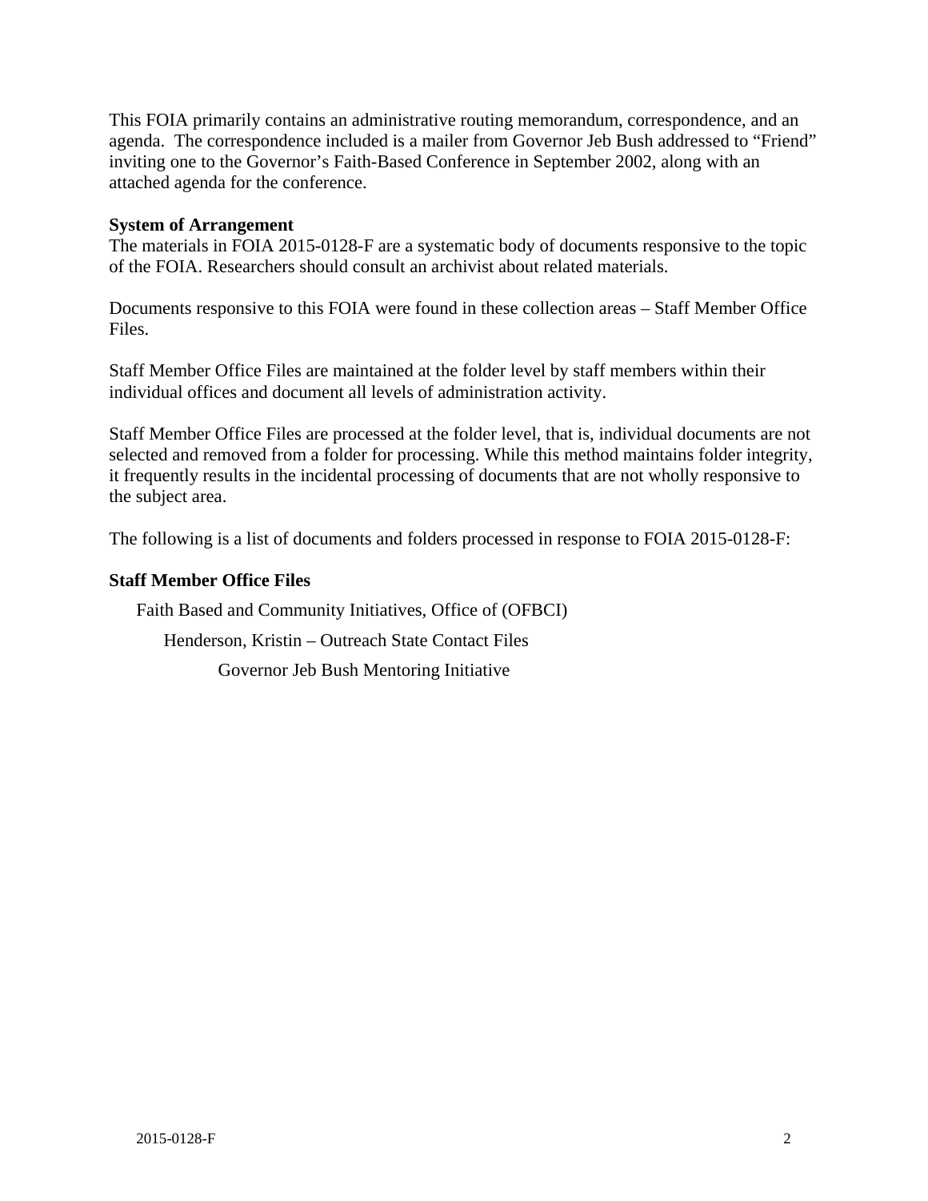This FOIA primarily contains an administrative routing memorandum, correspondence, and an agenda. The correspondence included is a mailer from Governor Jeb Bush addressed to "Friend" inviting one to the Governor's Faith-Based Conference in September 2002, along with an attached agenda for the conference.

**System of Arrangement**

The materials in FOIA 2015-0128-F are a systematic body of documents responsive to the topic of the FOIA. Researchers should consult an archivist about related materials.

Documents responsive to this FOIA were found in these collection areas – Staff Member Office Files.

Staff Member Office Files are maintained at the folder level by staff members within their individual offices and document all levels of administration activity.

Staff Member Office Files are processed at the folder level, that is, individual documents are not selected and removed from a folder for processing. While this method maintains folder integrity, it frequently results in the incidental processing of documents that are not wholly responsive to the subject area.

The following is a list of documents and folders processed in response to FOIA 2015-0128-F:

**Staff Member Office Files**

- Faith Based and Community Initiatives, Office of (OFBCI)
  - Henderson, Kristin – Outreach State Contact Files
    - Governor Jeb Bush Mentoring Initiative